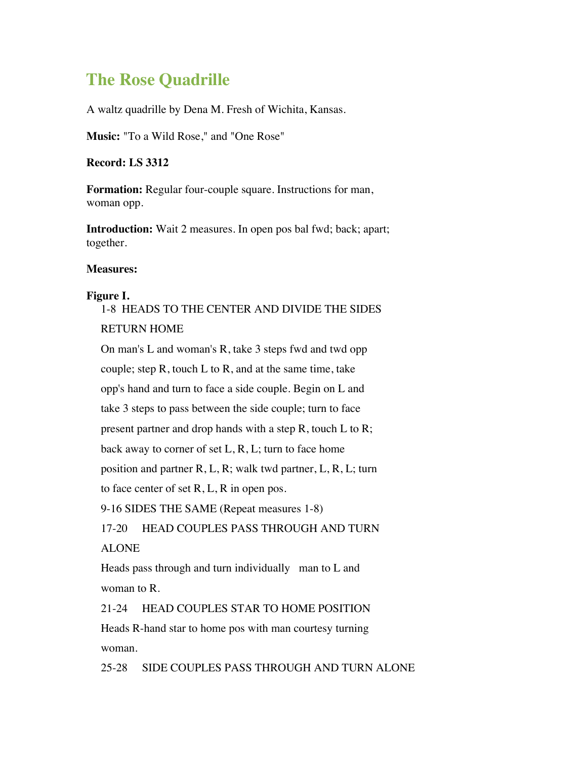# The Rose Quadrille

A waltz quadrille by Dena M. Fresh of Wichita, Kansas.

**Music:** "To a Wild Rose," and "One Rose"

**Record: LS 3312**

**Formation:** Regular four-couple square. Instructions for man, woman opp.

**Introduction:** Wait 2 measures. In open pos bal fwd; back; apart; together.

**Measures:**

**Figure I.**

1-8 HEADS TO THE CENTER AND DIVIDE THE SIDES RETURN HOME

On man's L and woman's R, take 3 steps fwd and twd opp couple; step R, touch L to R, and at the same time, take opp's hand and turn to face a side couple. Begin on L and take 3 steps to pass between the side couple; turn to face present partner and drop hands with a step R, touch L to R; back away to corner of set L, R, L; turn to face home position and partner R, L, R; walk twd partner, L, R, L; turn to face center of set R, L, R in open pos.

9-16 SIDES THE SAME (Repeat measures 1-8)

17-20 HEAD COUPLES PASS THROUGH AND TURN ALONE

Heads pass through and turn individually man to L and woman to R.

21-24 HEAD COUPLES STAR TO HOME POSITION

Heads R-hand star to home pos with man courtesy turning woman.

25-28 SIDE COUPLES PASS THROUGH AND TURN ALONE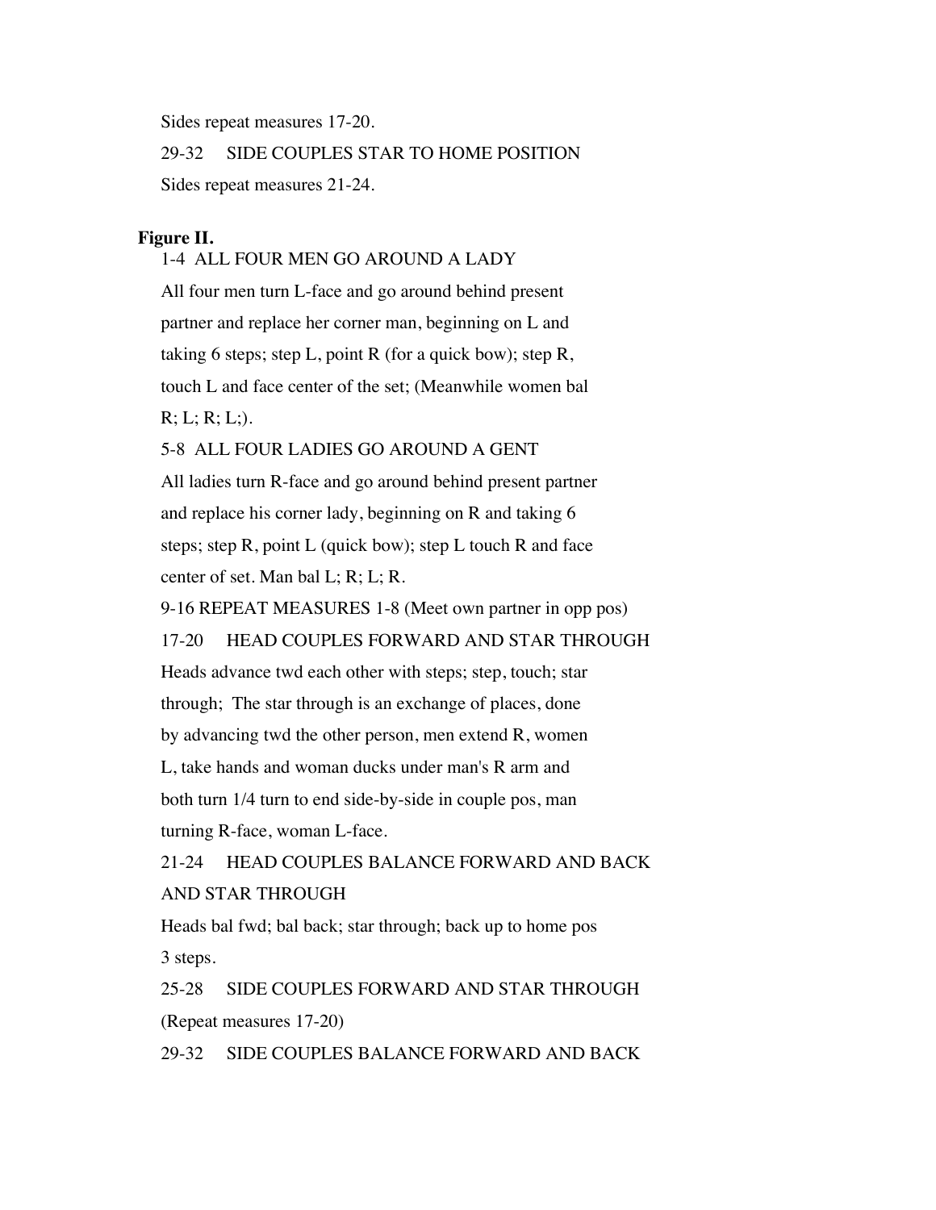Sides repeat measures 17-20.

29-32 SIDE COUPLES STAR TO HOME POSITION

Sides repeat measures 21-24.

**Figure II.**

1-4 ALL FOUR MEN GO AROUND A LADY

All four men turn L-face and go around behind present partner and replace her corner man, beginning on L and taking 6 steps; step L, point R (for a quick bow); step R, touch L and face center of the set; (Meanwhile women bal R; L; R; L;).

5-8 ALL FOUR LADIES GO AROUND A GENT

All ladies turn R-face and go around behind present partner and replace his corner lady, beginning on R and taking 6 steps; step R, point L (quick bow); step L touch R and face center of set. Man bal L; R; L; R.

9-16 REPEAT MEASURES 1-8 (Meet own partner in opp pos)

17-20 HEAD COUPLES FORWARD AND STAR THROUGH

Heads advance twd each other with steps; step, touch; star through; The star through is an exchange of places, done by advancing twd the other person, men extend R, women L, take hands and woman ducks under man's R arm and both turn 1/4 turn to end side-by-side in couple pos, man turning R-face, woman L-face.

21-24 HEAD COUPLES BALANCE FORWARD AND BACK AND STAR THROUGH

Heads bal fwd; bal back; star through; back up to home pos 3 steps.

25-28 SIDE COUPLES FORWARD AND STAR THROUGH

(Repeat measures 17-20)

29-32 SIDE COUPLES BALANCE FORWARD AND BACK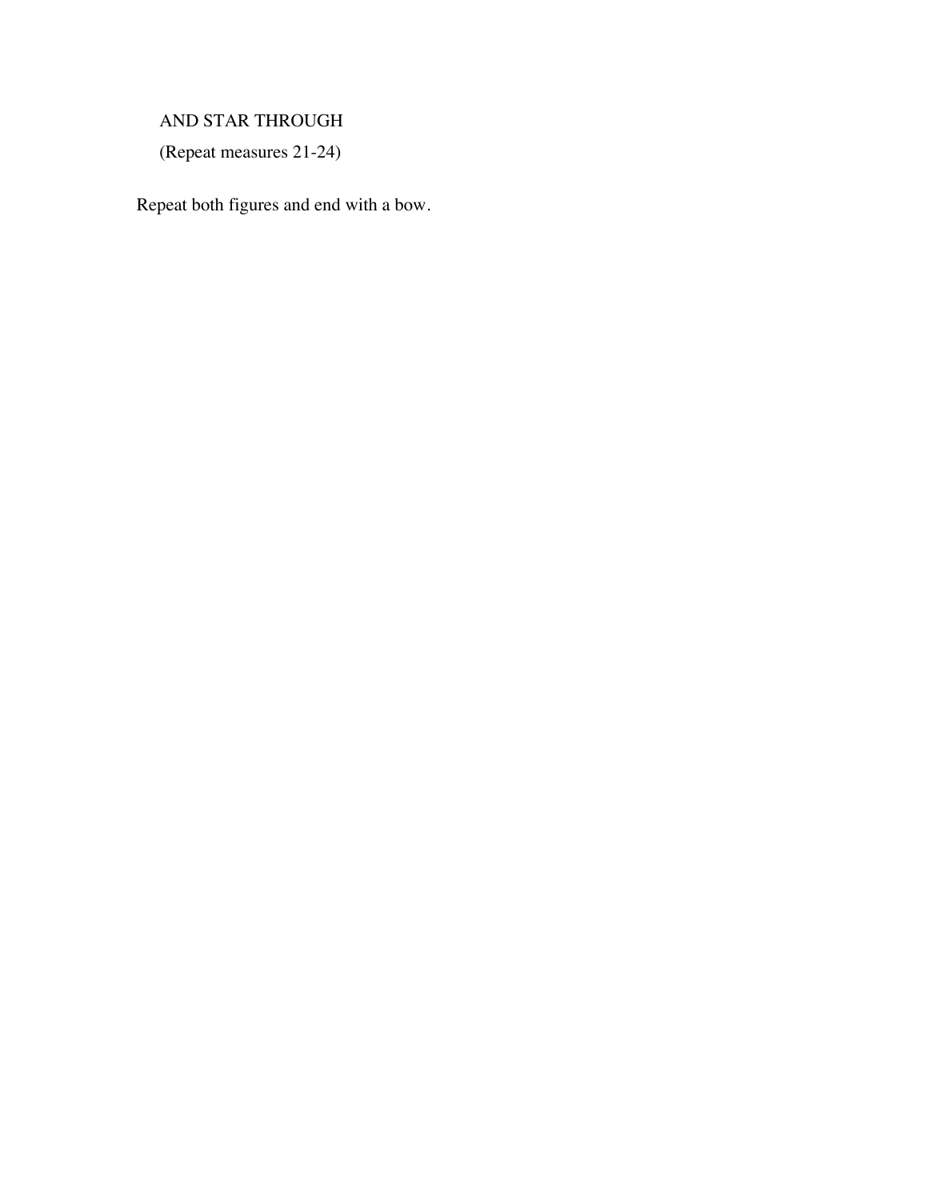AND STAR THROUGH

(Repeat measures 21-24)

Repeat both figures and end with a bow.